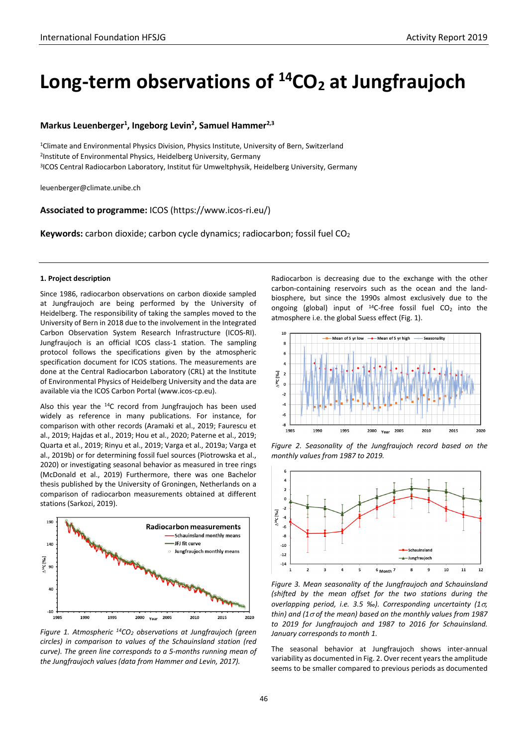# Long-term observations of $^{14}CO_2$ at Jungfraujoch

**Markus Leuenberger[1], Ingeborg Levin[2], Samuel Hammer[2,3]**

[1]Climate and Environmental Physics Division, Physics Institute, University of Bern, Switzerland
[2]Institute of Environmental Physics, Heidelberg University, Germany
[3]ICOS Central Radiocarbon Laboratory, Institut für Umweltphysik, Heidelberg University, Germany

leuenberger@climate.unibe.ch

**Associated to programme:** ICOS (https://www.icos-ri.eu/)

**Keywords:** carbon dioxide; carbon cycle dynamics; radiocarbon; fossil fuel $CO_2$

### 1. Project description

Since 1986, radiocarbon observations on carbon dioxide sampled at Jungfraujoch are being performed by the University of Heidelberg. The responsibility of taking the samples moved to the University of Bern in 2018 due to the involvement in the Integrated Carbon Observation System Research Infrastructure (ICOS-RI). Jungfraujoch is an official ICOS class-1 station. The sampling protocol follows the specifications given by the atmospheric specification document for ICOS stations. The measurements are done at the Central Radiocarbon Laboratory (CRL) at the Institute of Environmental Physics of Heidelberg University and the data are available via the ICOS Carbon Portal (www.icos-cp.eu).

Also this year the $^{14}C$ record from Jungfraujoch has been used widely as reference in many publications. For instance, for comparison with other records (Aramaki et al., 2019; Faurescu et al., 2019; Hajdas et al., 2019; Hou et al., 2020; Paterne et al., 2019; Quarta et al., 2019; Rinyu et al., 2019; Varga et al., 2019a; Varga et al., 2019b) or for determining fossil fuel sources (Piotrowska et al., 2020) or investigating seasonal behavior as measured in tree rings (McDonald et al., 2019) Furthermore, there was one Bachelor thesis published by the University of Groningen, Netherlands on a comparison of radiocarbon measurements obtained at different stations (Sarkozi, 2019).

*Figure 1. Atmospheric $^{14}CO_2$ observations at Jungfraujoch (green circles) in comparison to values of the Schauinsland station (red curve). The green line corresponds to a 5-months running mean of the Jungfraujoch values (data from Hammer and Levin, 2017).*

Radiocarbon is decreasing due to the exchange with the other carbon-containing reservoirs such as the ocean and the land-biosphere, but since the 1990s almost exclusively due to the ongoing (global) input of $^{14}C$-free fossil fuel $CO_2$ into the atmosphere i.e. the global Suess effect (Fig. 1).

*Figure 2. Seasonality of the Jungfraujoch record based on the monthly values from 1987 to 2019.*

*Figure 3. Mean seasonality of the Jungfraujoch and Schauinsland (shifted by the mean offset for the two stations during the overlapping period, i.e. 3.5 ‰). Corresponding uncertainty (1σ, thin) and (1σ of the mean) based on the monthly values from 1987 to 2019 for Jungfraujoch and 1987 to 2016 for Schauinsland. January corresponds to month 1.*

The seasonal behavior at Jungfraujoch shows inter-annual variability as documented in Fig. 2. Over recent years the amplitude seems to be smaller compared to previous periods as documented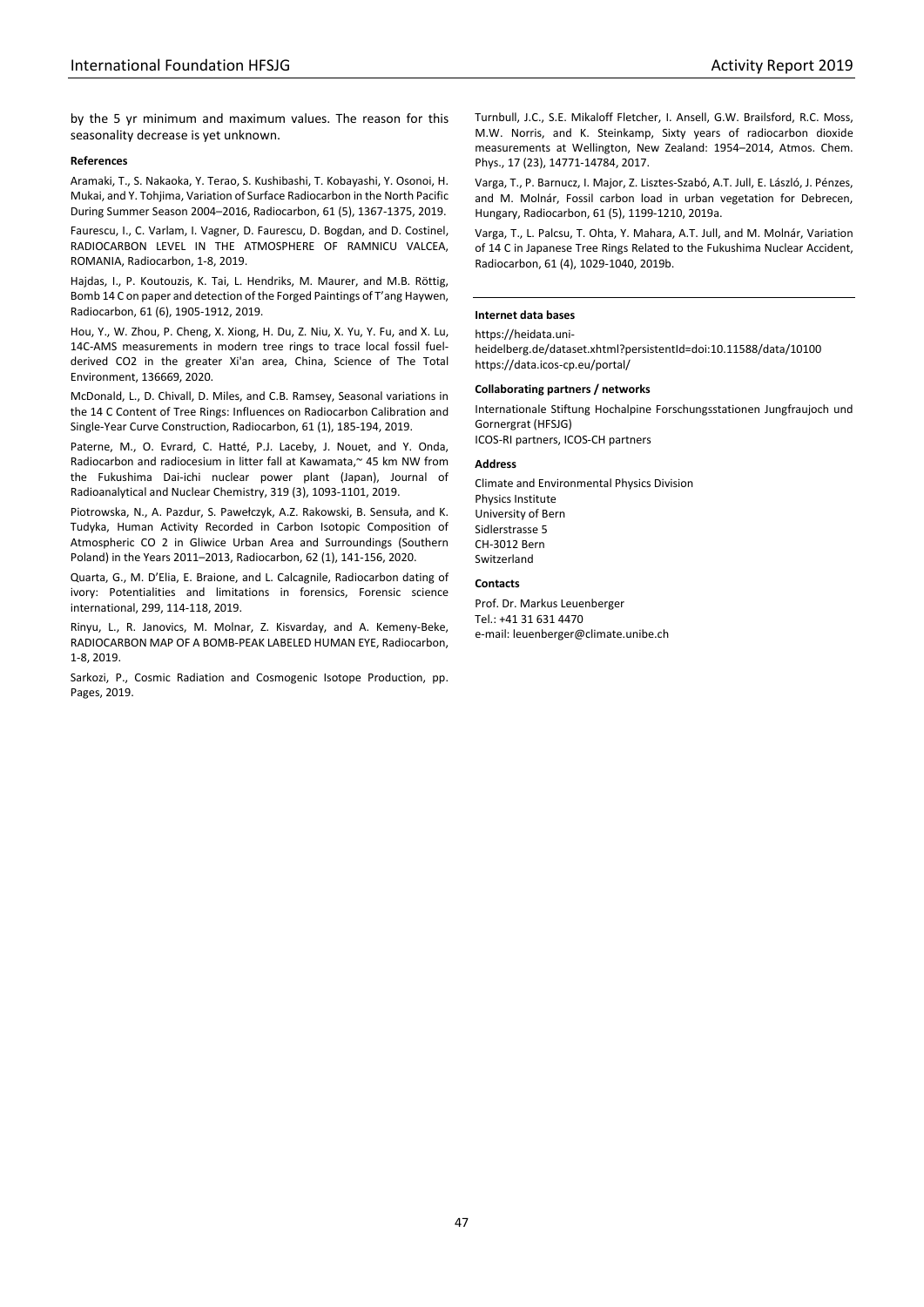by the 5 yr minimum and maximum values. The reason for this seasonality decrease is yet unknown.

**References**

Aramaki, T., S. Nakaoka, Y. Terao, S. Kushibashi, T. Kobayashi, Y. Osonoi, H. Mukai, and Y. Tohjima, Variation of Surface Radiocarbon in the North Pacific During Summer Season 2004–2016, Radiocarbon, 61 (5), 1367-1375, 2019.

Faurescu, I., C. Varlam, I. Vagner, D. Faurescu, D. Bogdan, and D. Costinel, RADIOCARBON LEVEL IN THE ATMOSPHERE OF RAMNICU VALCEA, ROMANIA, Radiocarbon, 1-8, 2019.

Hajdas, I., P. Koutouzis, K. Tai, L. Hendriks, M. Maurer, and M.B. Röttig, Bomb 14 C on paper and detection of the Forged Paintings of T'ang Haywen, Radiocarbon, 61 (6), 1905-1912, 2019.

Hou, Y., W. Zhou, P. Cheng, X. Xiong, H. Du, Z. Niu, X. Yu, Y. Fu, and X. Lu, 14C-AMS measurements in modern tree rings to trace local fossil fuel-derived CO2 in the greater Xi'an area, China, Science of The Total Environment, 136669, 2020.

McDonald, L., D. Chivall, D. Miles, and C.B. Ramsey, Seasonal variations in the 14 C Content of Tree Rings: Influences on Radiocarbon Calibration and Single-Year Curve Construction, Radiocarbon, 61 (1), 185-194, 2019.

Paterne, M., O. Evrard, C. Hatté, P.J. Laceby, J. Nouet, and Y. Onda, Radiocarbon and radiocesium in litter fall at Kawamata,~ 45 km NW from the Fukushima Dai-ichi nuclear power plant (Japan), Journal of Radioanalytical and Nuclear Chemistry, 319 (3), 1093-1101, 2019.

Piotrowska, N., A. Pazdur, S. Pawełczyk, A.Z. Rakowski, B. Sensuła, and K. Tudyka, Human Activity Recorded in Carbon Isotopic Composition of Atmospheric CO 2 in Gliwice Urban Area and Surroundings (Southern Poland) in the Years 2011–2013, Radiocarbon, 62 (1), 141-156, 2020.

Quarta, G., M. D'Elia, E. Braione, and L. Calcagnile, Radiocarbon dating of ivory: Potentialities and limitations in forensics, Forensic science international, 299, 114-118, 2019.

Rinyu, L., R. Janovics, M. Molnar, Z. Kisvarday, and A. Kemeny-Beke, RADIOCARBON MAP OF A BOMB-PEAK LABELED HUMAN EYE, Radiocarbon, 1-8, 2019.

Sarkozi, P., Cosmic Radiation and Cosmogenic Isotope Production, pp. Pages, 2019.

Turnbull, J.C., S.E. Mikaloff Fletcher, I. Ansell, G.W. Brailsford, R.C. Moss, M.W. Norris, and K. Steinkamp, Sixty years of radiocarbon dioxide measurements at Wellington, New Zealand: 1954–2014, Atmos. Chem. Phys., 17 (23), 14771-14784, 2017.

Varga, T., P. Barnucz, I. Major, Z. Lisztes-Szabó, A.T. Jull, E. László, J. Pénzes, and M. Molnár, Fossil carbon load in urban vegetation for Debrecen, Hungary, Radiocarbon, 61 (5), 1199-1210, 2019a.

Varga, T., L. Palcsu, T. Ohta, Y. Mahara, A.T. Jull, and M. Molnár, Variation of 14 C in Japanese Tree Rings Related to the Fukushima Nuclear Accident, Radiocarbon, 61 (4), 1029-1040, 2019b.

**Internet data bases**

https://heidata.uni-heidelberg.de/dataset.xhtml?persistentId=doi:10.11588/data/10100
https://data.icos-cp.eu/portal/

**Collaborating partners / networks**

Internationale Stiftung Hochalpine Forschungsstationen Jungfraujoch und Gornergrat (HFSJG)
ICOS-RI partners, ICOS-CH partners

**Address**

Climate and Environmental Physics Division
Physics Institute
University of Bern
Sidlerstrasse 5
CH-3012 Bern
Switzerland

**Contacts**

Prof. Dr. Markus Leuenberger
Tel.: +41 31 631 4470
e-mail: leuenberger@climate.unibe.ch